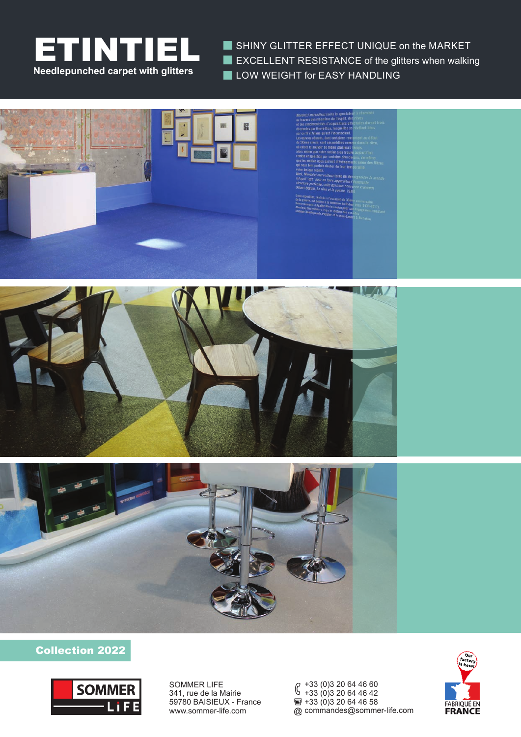# ETINTIEL

**Needlepunched carpet with glitters**

- SHINY GLITTER EFFECT UNIQUE on the MARKET
- EXCELLENT RESISTANCE of the glitters when walking
- LOW WEIGHT for EASY HANDLING

**Collection 2022**

SOMMER LIFE
341, rue de la Mairie
59780 BAISIEUX - France
www.sommer-life.com

+33 (0)3 20 64 46 60
+33 (0)3 20 64 46 42
+33 (0)3 20 64 46 58
commandes@sommer-life.com

Our factory is here!
FABRIQUÉ EN FRANCE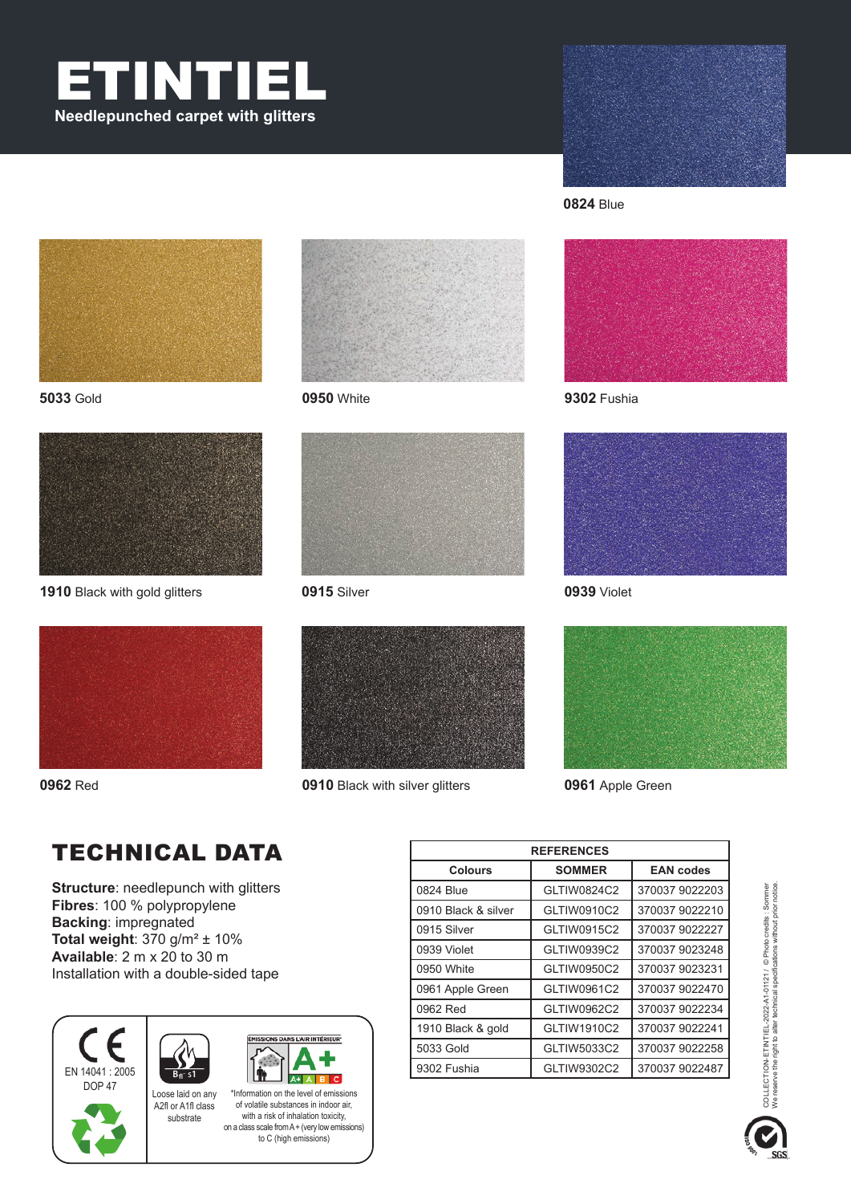# ETINTIEL

**Needlepunched carpet with glitters**

**0824** Blue

**5033** Gold

**0950** White

**9302** Fushia

**1910** Black with gold glitters

**0915** Silver

**0939** Violet

**0962** Red

**0910** Black with silver glitters

**0961** Apple Green

## TECHNICAL DATA

**Structure**: needlepunch with glitters
**Fibres**: 100 % polypropylene
**Backing**: impregnated
**Total weight**: 370 g/m² ± 10%
**Available**: 2 m x 20 to 30 m
Installation with a double-sided tape

CE
EN 14041 : 2005
DOP 47

$B_{fl}$ - s1
Loose laid on any A2fl or A1fl class substrate

ÉMISSIONS DANS L'AIR INTÉRIEUR* A+
*Information on the level of emissions of volatile substances in indoor air, with a risk of inhalation toxicity, on a class scale from A+ (very low emissions) to C (high emissions)

| REFERENCES | | |
|---|---|---|
| **Colours** | **SOMMER** | **EAN codes** |
| 0824 Blue | GLTIW0824C2 | 370037 9022203 |
| 0910 Black & silver | GLTIW0910C2 | 370037 9022210 |
| 0915 Silver | GLTIW0915C2 | 370037 9022227 |
| 0939 Violet | GLTIW0939C2 | 370037 9023248 |
| 0950 White | GLTIW0950C2 | 370037 9023231 |
| 0961 Apple Green | GLTIW0961C2 | 370037 9022470 |
| 0962 Red | GLTIW0962C2 | 370037 9022234 |
| 1910 Black & gold | GLTIW1910C2 | 370037 9022241 |
| 5033 Gold | GLTIW5033C2 | 370037 9022258 |
| 9302 Fushia | GLTIW9302C2 | 370037 9022487 |

COLLECTION-ETINTIEL-2022-A1-01121 / © Photo credits : Sommer
We reserve the right to alter technical specifications without prior notice.

ISO 9001 SGS